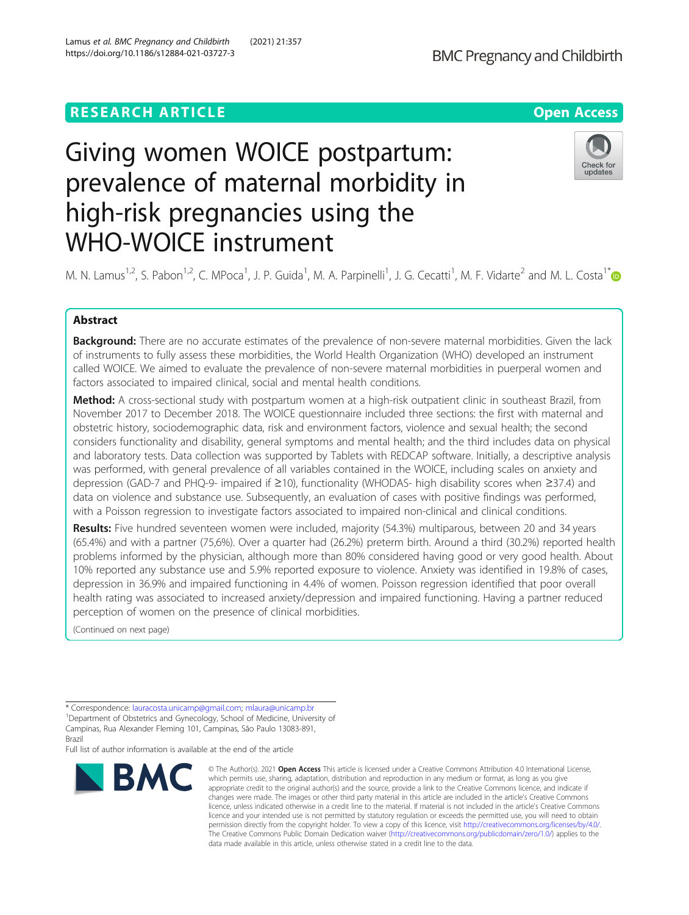RESEARCH ARTICLE

Open Access

# Giving women WOICE postpartum: prevalence of maternal morbidity in high-risk pregnancies using the WHO-WOICE instrument

M. N. Lamus[1,2], S. Pabon[1,2], C. MPoca[1], J. P. Guida[1], M. A. Parpinelli[1], J. G. Cecatti[1], M. F. Vidarte[2] and M. L. Costa[1*]

## Abstract

**Background:** There are no accurate estimates of the prevalence of non-severe maternal morbidities. Given the lack of instruments to fully assess these morbidities, the World Health Organization (WHO) developed an instrument called WOICE. We aimed to evaluate the prevalence of non-severe maternal morbidities in puerperal women and factors associated to impaired clinical, social and mental health conditions.

**Method:** A cross-sectional study with postpartum women at a high-risk outpatient clinic in southeast Brazil, from November 2017 to December 2018. The WOICE questionnaire included three sections: the first with maternal and obstetric history, sociodemographic data, risk and environment factors, violence and sexual health; the second considers functionality and disability, general symptoms and mental health; and the third includes data on physical and laboratory tests. Data collection was supported by Tablets with REDCAP software. Initially, a descriptive analysis was performed, with general prevalence of all variables contained in the WOICE, including scales on anxiety and depression (GAD-7 and PHQ-9- impaired if ≥10), functionality (WHODAS- high disability scores when ≥37.4) and data on violence and substance use. Subsequently, an evaluation of cases with positive findings was performed, with a Poisson regression to investigate factors associated to impaired non-clinical and clinical conditions.

**Results:** Five hundred seventeen women were included, majority (54.3%) multiparous, between 20 and 34 years (65.4%) and with a partner (75,6%). Over a quarter had (26.2%) preterm birth. Around a third (30.2%) reported health problems informed by the physician, although more than 80% considered having good or very good health. About 10% reported any substance use and 5.9% reported exposure to violence. Anxiety was identified in 19.8% of cases, depression in 36.9% and impaired functioning in 4.4% of women. Poisson regression identified that poor overall health rating was associated to increased anxiety/depression and impaired functioning. Having a partner reduced perception of women on the presence of clinical morbidities.

(Continued on next page)

\* Correspondence: lauracosta.unicamp@gmail.com; mlaura@unicamp.br
[1]Department of Obstetrics and Gynecology, School of Medicine, University of Campinas, Rua Alexander Fleming 101, Campinas, São Paulo 13083-891, Brazil
Full list of author information is available at the end of the article

© The Author(s). 2021 **Open Access** This article is licensed under a Creative Commons Attribution 4.0 International License, which permits use, sharing, adaptation, distribution and reproduction in any medium or format, as long as you give appropriate credit to the original author(s) and the source, provide a link to the Creative Commons licence, and indicate if changes were made. The images or other third party material in this article are included in the article's Creative Commons licence, unless indicated otherwise in a credit line to the material. If material is not included in the article's Creative Commons licence and your intended use is not permitted by statutory regulation or exceeds the permitted use, you will need to obtain permission directly from the copyright holder. To view a copy of this licence, visit http://creativecommons.org/licenses/by/4.0/. The Creative Commons Public Domain Dedication waiver (http://creativecommons.org/publicdomain/zero/1.0/) applies to the data made available in this article, unless otherwise stated in a credit line to the data.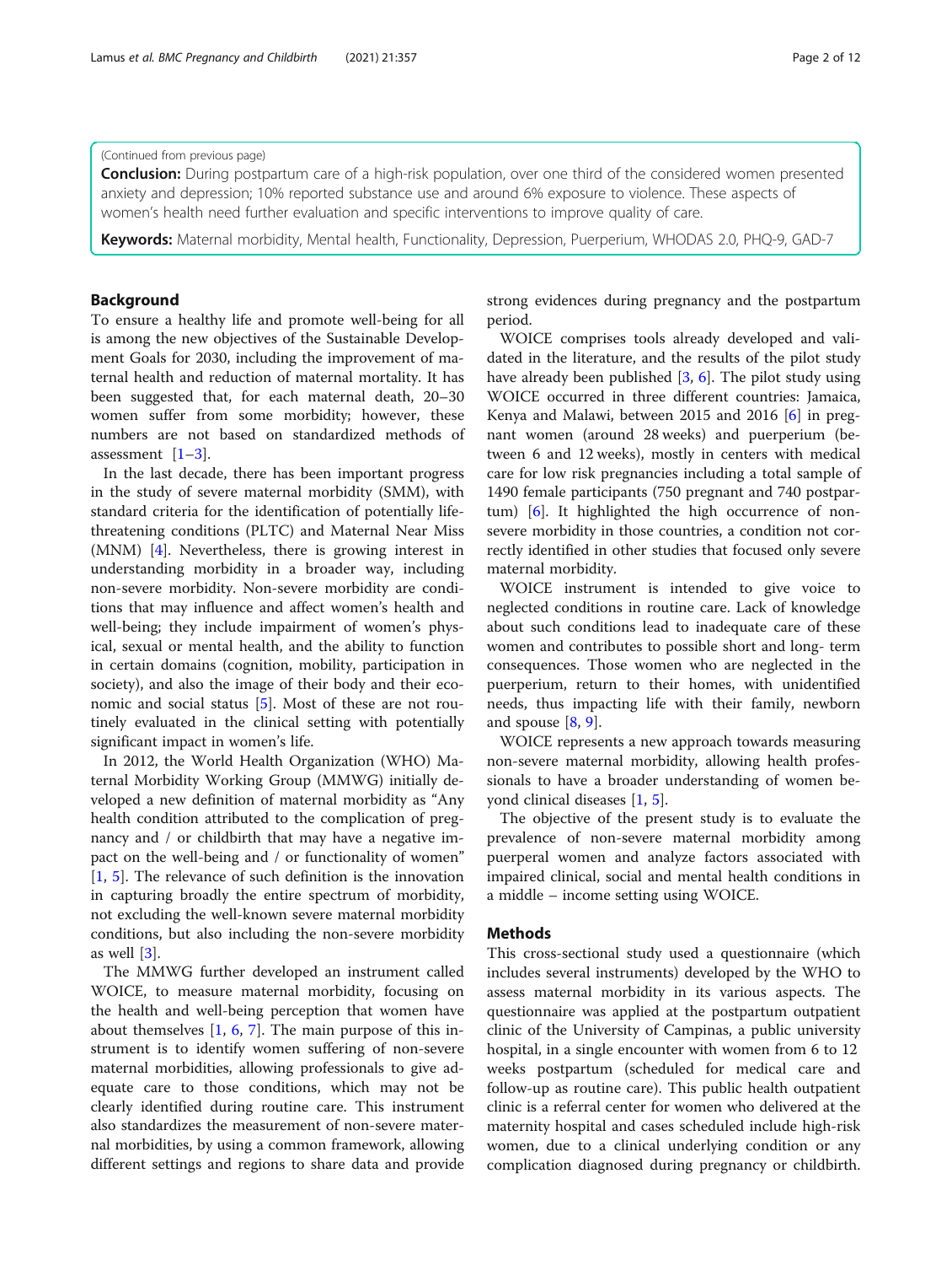(Continued from previous page)

**Conclusion:** During postpartum care of a high-risk population, over one third of the considered women presented anxiety and depression; 10% reported substance use and around 6% exposure to violence. These aspects of women's health need further evaluation and specific interventions to improve quality of care.

**Keywords:** Maternal morbidity, Mental health, Functionality, Depression, Puerperium, WHODAS 2.0, PHQ-9, GAD-7

## Background

To ensure a healthy life and promote well-being for all is among the new objectives of the Sustainable Development Goals for 2030, including the improvement of maternal health and reduction of maternal mortality. It has been suggested that, for each maternal death, 20–30 women suffer from some morbidity; however, these numbers are not based on standardized methods of assessment [1–3].

In the last decade, there has been important progress in the study of severe maternal morbidity (SMM), with standard criteria for the identification of potentially life-threatening conditions (PLTC) and Maternal Near Miss (MNM) [4]. Nevertheless, there is growing interest in understanding morbidity in a broader way, including non-severe morbidity. Non-severe morbidity are conditions that may influence and affect women's health and well-being; they include impairment of women's physical, sexual or mental health, and the ability to function in certain domains (cognition, mobility, participation in society), and also the image of their body and their economic and social status [5]. Most of these are not routinely evaluated in the clinical setting with potentially significant impact in women's life.

In 2012, the World Health Organization (WHO) Maternal Morbidity Working Group (MMWG) initially developed a new definition of maternal morbidity as "Any health condition attributed to the complication of pregnancy and / or childbirth that may have a negative impact on the well-being and / or functionality of women" [1, 5]. The relevance of such definition is the innovation in capturing broadly the entire spectrum of morbidity, not excluding the well-known severe maternal morbidity conditions, but also including the non-severe morbidity as well [3].

The MMWG further developed an instrument called WOICE, to measure maternal morbidity, focusing on the health and well-being perception that women have about themselves [1, 6, 7]. The main purpose of this instrument is to identify women suffering of non-severe maternal morbidities, allowing professionals to give adequate care to those conditions, which may not be clearly identified during routine care. This instrument also standardizes the measurement of non-severe maternal morbidities, by using a common framework, allowing different settings and regions to share data and provide strong evidences during pregnancy and the postpartum period.

WOICE comprises tools already developed and validated in the literature, and the results of the pilot study have already been published [3, 6]. The pilot study using WOICE occurred in three different countries: Jamaica, Kenya and Malawi, between 2015 and 2016 [6] in pregnant women (around 28 weeks) and puerperium (between 6 and 12 weeks), mostly in centers with medical care for low risk pregnancies including a total sample of 1490 female participants (750 pregnant and 740 postpartum) [6]. It highlighted the high occurrence of non-severe morbidity in those countries, a condition not correctly identified in other studies that focused only severe maternal morbidity.

WOICE instrument is intended to give voice to neglected conditions in routine care. Lack of knowledge about such conditions lead to inadequate care of these women and contributes to possible short and long- term consequences. Those women who are neglected in the puerperium, return to their homes, with unidentified needs, thus impacting life with their family, newborn and spouse [8, 9].

WOICE represents a new approach towards measuring non-severe maternal morbidity, allowing health professionals to have a broader understanding of women beyond clinical diseases [1, 5].

The objective of the present study is to evaluate the prevalence of non-severe maternal morbidity among puerperal women and analyze factors associated with impaired clinical, social and mental health conditions in a middle – income setting using WOICE.

## Methods

This cross-sectional study used a questionnaire (which includes several instruments) developed by the WHO to assess maternal morbidity in its various aspects. The questionnaire was applied at the postpartum outpatient clinic of the University of Campinas, a public university hospital, in a single encounter with women from 6 to 12 weeks postpartum (scheduled for medical care and follow-up as routine care). This public health outpatient clinic is a referral center for women who delivered at the maternity hospital and cases scheduled include high-risk women, due to a clinical underlying condition or any complication diagnosed during pregnancy or childbirth.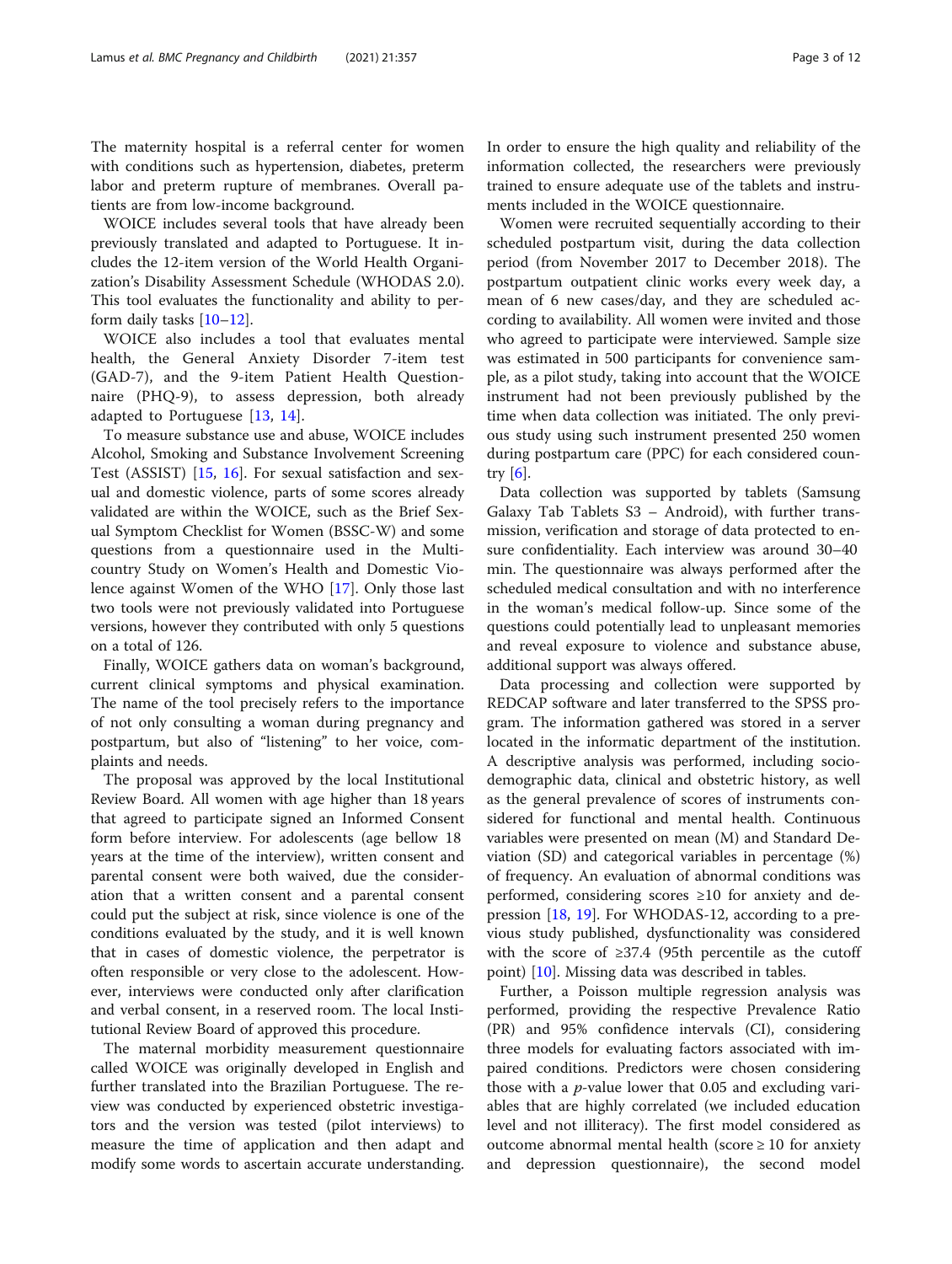The maternity hospital is a referral center for women with conditions such as hypertension, diabetes, preterm labor and preterm rupture of membranes. Overall patients are from low-income background.

WOICE includes several tools that have already been previously translated and adapted to Portuguese. It includes the 12-item version of the World Health Organization's Disability Assessment Schedule (WHODAS 2.0). This tool evaluates the functionality and ability to perform daily tasks [10–12].

WOICE also includes a tool that evaluates mental health, the General Anxiety Disorder 7-item test (GAD-7), and the 9-item Patient Health Questionnaire (PHQ-9), to assess depression, both already adapted to Portuguese [13, 14].

To measure substance use and abuse, WOICE includes Alcohol, Smoking and Substance Involvement Screening Test (ASSIST) [15, 16]. For sexual satisfaction and sexual and domestic violence, parts of some scores already validated are within the WOICE, such as the Brief Sexual Symptom Checklist for Women (BSSC-W) and some questions from a questionnaire used in the Multi-country Study on Women's Health and Domestic Violence against Women of the WHO [17]. Only those last two tools were not previously validated into Portuguese versions, however they contributed with only 5 questions on a total of 126.

Finally, WOICE gathers data on woman's background, current clinical symptoms and physical examination. The name of the tool precisely refers to the importance of not only consulting a woman during pregnancy and postpartum, but also of "listening" to her voice, complaints and needs.

The proposal was approved by the local Institutional Review Board. All women with age higher than 18 years that agreed to participate signed an Informed Consent form before interview. For adolescents (age bellow 18 years at the time of the interview), written consent and parental consent were both waived, due the consideration that a written consent and a parental consent could put the subject at risk, since violence is one of the conditions evaluated by the study, and it is well known that in cases of domestic violence, the perpetrator is often responsible or very close to the adolescent. However, interviews were conducted only after clarification and verbal consent, in a reserved room. The local Institutional Review Board of approved this procedure.

The maternal morbidity measurement questionnaire called WOICE was originally developed in English and further translated into the Brazilian Portuguese. The review was conducted by experienced obstetric investigators and the version was tested (pilot interviews) to measure the time of application and then adapt and modify some words to ascertain accurate understanding. In order to ensure the high quality and reliability of the information collected, the researchers were previously trained to ensure adequate use of the tablets and instruments included in the WOICE questionnaire.

Women were recruited sequentially according to their scheduled postpartum visit, during the data collection period (from November 2017 to December 2018). The postpartum outpatient clinic works every week day, a mean of 6 new cases/day, and they are scheduled according to availability. All women were invited and those who agreed to participate were interviewed. Sample size was estimated in 500 participants for convenience sample, as a pilot study, taking into account that the WOICE instrument had not been previously published by the time when data collection was initiated. The only previous study using such instrument presented 250 women during postpartum care (PPC) for each considered country [6].

Data collection was supported by tablets (Samsung Galaxy Tab Tablets S3 – Android), with further transmission, verification and storage of data protected to ensure confidentiality. Each interview was around 30–40 min. The questionnaire was always performed after the scheduled medical consultation and with no interference in the woman's medical follow-up. Since some of the questions could potentially lead to unpleasant memories and reveal exposure to violence and substance abuse, additional support was always offered.

Data processing and collection were supported by REDCAP software and later transferred to the SPSS program. The information gathered was stored in a server located in the informatic department of the institution. A descriptive analysis was performed, including socio-demographic data, clinical and obstetric history, as well as the general prevalence of scores of instruments considered for functional and mental health. Continuous variables were presented on mean (M) and Standard Deviation (SD) and categorical variables in percentage (%) of frequency. An evaluation of abnormal conditions was performed, considering scores ≥10 for anxiety and depression [18, 19]. For WHODAS-12, according to a previous study published, dysfunctionality was considered with the score of ≥37.4 (95th percentile as the cutoff point) [10]. Missing data was described in tables.

Further, a Poisson multiple regression analysis was performed, providing the respective Prevalence Ratio (PR) and 95% confidence intervals (CI), considering three models for evaluating factors associated with impaired conditions. Predictors were chosen considering those with a $p$-value lower that 0.05 and excluding variables that are highly correlated (we included education level and not illiteracy). The first model considered as outcome abnormal mental health (score ≥ 10 for anxiety and depression questionnaire), the second model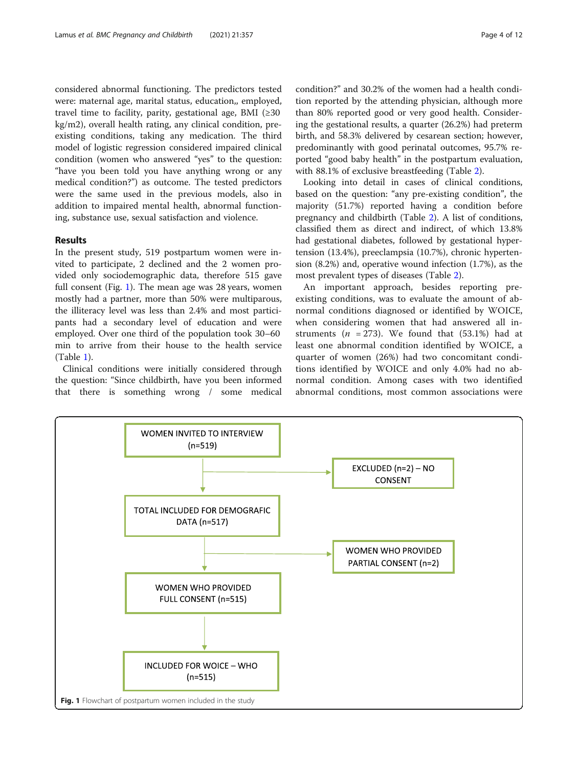considered abnormal functioning. The predictors tested were: maternal age, marital status, education,, employed, travel time to facility, parity, gestational age, BMI (≥30 kg/m2), overall health rating, any clinical condition, pre-existing conditions, taking any medication. The third model of logistic regression considered impaired clinical condition (women who answered "yes" to the question: "have you been told you have anything wrong or any medical condition?") as outcome. The tested predictors were the same used in the previous models, also in addition to impaired mental health, abnormal functioning, substance use, sexual satisfaction and violence.

## Results

In the present study, 519 postpartum women were invited to participate, 2 declined and the 2 women provided only sociodemographic data, therefore 515 gave full consent (Fig. 1). The mean age was 28 years, women mostly had a partner, more than 50% were multiparous, the illiteracy level was less than 2.4% and most participants had a secondary level of education and were employed. Over one third of the population took 30–60 min to arrive from their house to the health service (Table 1).

Clinical conditions were initially considered through the question: "Since childbirth, have you been informed that there is something wrong / some medical condition?" and 30.2% of the women had a health condition reported by the attending physician, although more than 80% reported good or very good health. Considering the gestational results, a quarter (26.2%) had preterm birth, and 58.3% delivered by cesarean section; however, predominantly with good perinatal outcomes, 95.7% reported "good baby health" in the postpartum evaluation, with 88.1% of exclusive breastfeeding (Table 2).

Looking into detail in cases of clinical conditions, based on the question: "any pre-existing condition", the majority (51.7%) reported having a condition before pregnancy and childbirth (Table 2). A list of conditions, classified them as direct and indirect, of which 13.8% had gestational diabetes, followed by gestational hypertension (13.4%), preeclampsia (10.7%), chronic hypertension (8.2%) and, operative wound infection (1.7%), as the most prevalent types of diseases (Table 2).

An important approach, besides reporting pre-existing conditions, was to evaluate the amount of abnormal conditions diagnosed or identified by WOICE, when considering women that had answered all instruments ($n = 273$). We found that (53.1%) had at least one abnormal condition identified by WOICE, a quarter of women (26%) had two concomitant conditions identified by WOICE and only 4.0% had no abnormal condition. Among cases with two identified abnormal conditions, most common associations were

WOMEN INVITED TO INTERVIEW (n=519)
→ EXCLUDED (n=2) – NO CONSENT
TOTAL INCLUDED FOR DEMOGRAFIC DATA (n=517)
→ WOMEN WHO PROVIDED PARTIAL CONSENT (n=2)
WOMEN WHO PROVIDED FULL CONSENT (n=515)
INCLUDED FOR WOICE – WHO (n=515)

**Fig. 1** Flowchart of postpartum women included in the study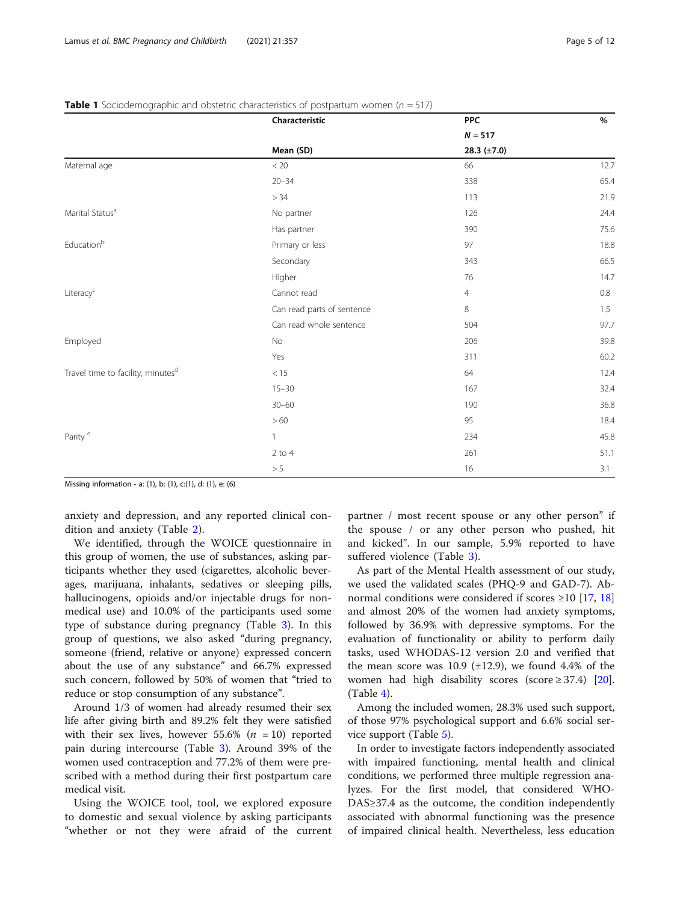**Table 1** Sociodemographic and obstetric characteristics of postpartum women ($n = 517$)

| | Characteristic | PPC | % |
|---|---|---|---|
| | | $N = 517$ | |
| | Mean (SD) | 28.3 (±7.0) | |
| Maternal age | < 20 | 66 | 12.7 |
| | 20–34 | 338 | 65.4 |
| | > 34 | 113 | 21.9 |
| Marital Status[a] | No partner | 126 | 24.4 |
| | Has partner | 390 | 75.6 |
| Education[b] | Primary or less | 97 | 18.8 |
| | Secondary | 343 | 66.5 |
| | Higher | 76 | 14.7 |
| Literacy[c] | Cannot read | 4 | 0.8 |
| | Can read parts of sentence | 8 | 1.5 |
| | Can read whole sentence | 504 | 97.7 |
| Employed | No | 206 | 39.8 |
| | Yes | 311 | 60.2 |
| Travel time to facility, minutes[d] | < 15 | 64 | 12.4 |
| | 15–30 | 167 | 32.4 |
| | 30–60 | 190 | 36.8 |
| | > 60 | 95 | 18.4 |
| Parity [e] | 1 | 234 | 45.8 |
| | 2 to 4 | 261 | 51.1 |
| | > 5 | 16 | 3.1 |

Missing information - a: (1), b: (1), c:(1), d: (1), e: (6)

anxiety and depression, and any reported clinical condition and anxiety (Table 2).

We identified, through the WOICE questionnaire in this group of women, the use of substances, asking participants whether they used (cigarettes, alcoholic beverages, marijuana, inhalants, sedatives or sleeping pills, hallucinogens, opioids and/or injectable drugs for non-medical use) and 10.0% of the participants used some type of substance during pregnancy (Table 3). In this group of questions, we also asked "during pregnancy, someone (friend, relative or anyone) expressed concern about the use of any substance" and 66.7% expressed such concern, followed by 50% of women that "tried to reduce or stop consumption of any substance".

Around 1/3 of women had already resumed their sex life after giving birth and 89.2% felt they were satisfied with their sex lives, however 55.6% ($n = 10$) reported pain during intercourse (Table 3). Around 39% of the women used contraception and 77.2% of them were prescribed with a method during their first postpartum care medical visit.

Using the WOICE tool, tool, we explored exposure to domestic and sexual violence by asking participants "whether or not they were afraid of the current partner / most recent spouse or any other person" if the spouse / or any other person who pushed, hit and kicked". In our sample, 5.9% reported to have suffered violence (Table 3).

As part of the Mental Health assessment of our study, we used the validated scales (PHQ-9 and GAD-7). Abnormal conditions were considered if scores ≥10 [17, 18] and almost 20% of the women had anxiety symptoms, followed by 36.9% with depressive symptoms. For the evaluation of functionality or ability to perform daily tasks, used WHODAS-12 version 2.0 and verified that the mean score was 10.9 (±12.9), we found 4.4% of the women had high disability scores (score ≥ 37.4) [20]. (Table 4).

Among the included women, 28.3% used such support, of those 97% psychological support and 6.6% social service support (Table 5).

In order to investigate factors independently associated with impaired functioning, mental health and clinical conditions, we performed three multiple regression analyzes. For the first model, that considered WHODAS≥37.4 as the outcome, the condition independently associated with abnormal functioning was the presence of impaired clinical health. Nevertheless, less education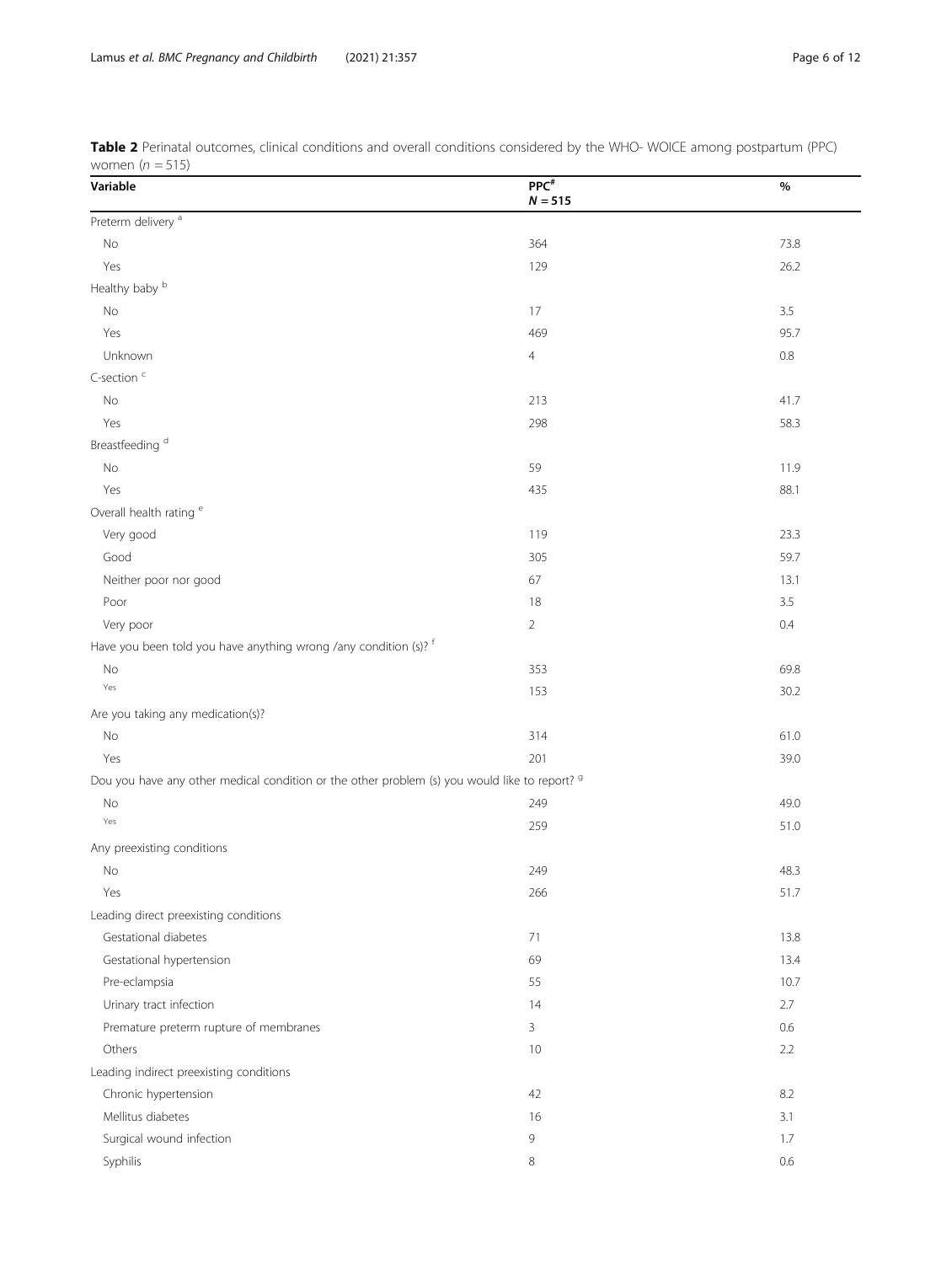**Table 2** Perinatal outcomes, clinical conditions and overall conditions considered by the WHO- WOICE among postpartum (PPC) women ($n$ = 515)

| Variable | PPC[#] $N$ = 515 | % |
|---|---|---|
| Preterm delivery [a] | | |
| No | 364 | 73.8 |
| Yes | 129 | 26.2 |
| Healthy baby [b] | | |
| No | 17 | 3.5 |
| Yes | 469 | 95.7 |
| Unknown | 4 | 0.8 |
| C-section [c] | | |
| No | 213 | 41.7 |
| Yes | 298 | 58.3 |
| Breastfeeding [d] | | |
| No | 59 | 11.9 |
| Yes | 435 | 88.1 |
| Overall health rating [e] | | |
| Very good | 119 | 23.3 |
| Good | 305 | 59.7 |
| Neither poor nor good | 67 | 13.1 |
| Poor | 18 | 3.5 |
| Very poor | 2 | 0.4 |
| Have you been told you have anything wrong /any condition (s)? [f] | | |
| No | 353 | 69.8 |
| Yes | 153 | 30.2 |
| Are you taking any medication(s)? | | |
| No | 314 | 61.0 |
| Yes | 201 | 39.0 |
| Dou you have any other medical condition or the other problem (s) you would like to report? [g] | | |
| No | 249 | 49.0 |
| Yes | 259 | 51.0 |
| Any preexisting conditions | | |
| No | 249 | 48.3 |
| Yes | 266 | 51.7 |
| Leading direct preexisting conditions | | |
| Gestational diabetes | 71 | 13.8 |
| Gestational hypertension | 69 | 13.4 |
| Pre-eclampsia | 55 | 10.7 |
| Urinary tract infection | 14 | 2.7 |
| Premature preterm rupture of membranes | 3 | 0.6 |
| Others | 10 | 2.2 |
| Leading indirect preexisting conditions | | |
| Chronic hypertension | 42 | 8.2 |
| Mellitus diabetes | 16 | 3.1 |
| Surgical wound infection | 9 | 1.7 |
| Syphilis | 8 | 0.6 |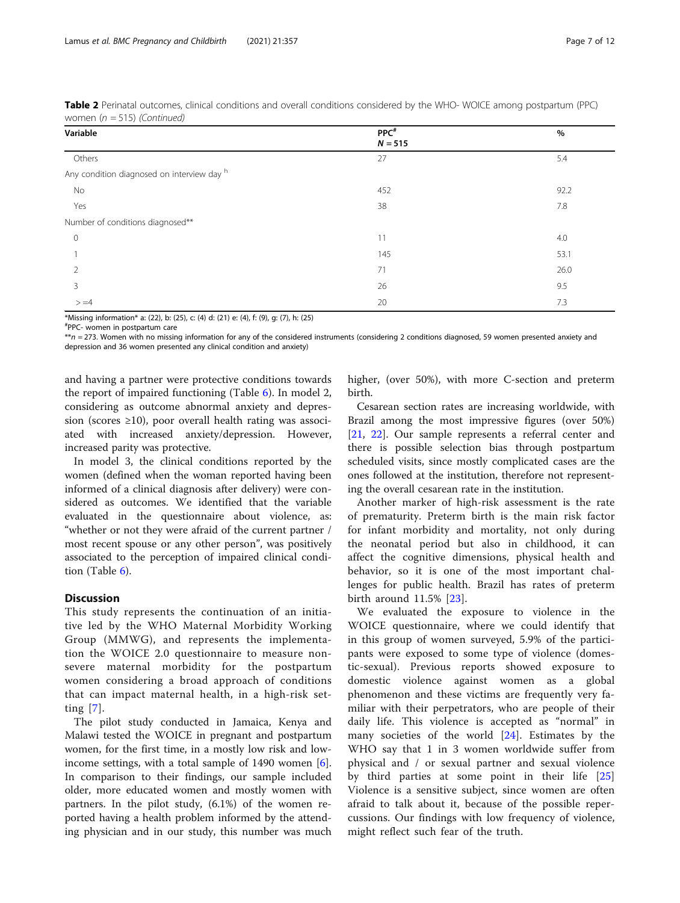**Table 2** Perinatal outcomes, clinical conditions and overall conditions considered by the WHO- WOICE among postpartum (PPC) women (n = 515) *(Continued)*

| Variable | PPC[#] N = 515 | % |
|---|---|---|
| Others | 27 | 5.4 |
| Any condition diagnosed on interview day [h] | | |
| No | 452 | 92.2 |
| Yes | 38 | 7.8 |
| Number of conditions diagnosed** | | |
| 0 | 11 | 4.0 |
| 1 | 145 | 53.1 |
| 2 | 71 | 26.0 |
| 3 | 26 | 9.5 |
| > =4 | 20 | 7.3 |

*Missing information* a: (22), b: (25), c: (4) d: (21) e: (4), f: (9), g: (7), h: (25)

[#]PPC- women in postpartum care

**n = 273. Women with no missing information for any of the considered instruments (considering 2 conditions diagnosed, 59 women presented anxiety and depression and 36 women presented any clinical condition and anxiety)

and having a partner were protective conditions towards the report of impaired functioning (Table 6). In model 2, considering as outcome abnormal anxiety and depression (scores ≥10), poor overall health rating was associated with increased anxiety/depression. However, increased parity was protective.

In model 3, the clinical conditions reported by the women (defined when the woman reported having been informed of a clinical diagnosis after delivery) were considered as outcomes. We identified that the variable evaluated in the questionnaire about violence, as: "whether or not they were afraid of the current partner / most recent spouse or any other person", was positively associated to the perception of impaired clinical condition (Table 6).

## Discussion

This study represents the continuation of an initiative led by the WHO Maternal Morbidity Working Group (MMWG), and represents the implementation the WOICE 2.0 questionnaire to measure non-severe maternal morbidity for the postpartum women considering a broad approach of conditions that can impact maternal health, in a high-risk setting [7].

The pilot study conducted in Jamaica, Kenya and Malawi tested the WOICE in pregnant and postpartum women, for the first time, in a mostly low risk and low-income settings, with a total sample of 1490 women [6]. In comparison to their findings, our sample included older, more educated women and mostly women with partners. In the pilot study, (6.1%) of the women reported having a health problem informed by the attending physician and in our study, this number was much higher, (over 50%), with more C-section and preterm birth.

Cesarean section rates are increasing worldwide, with Brazil among the most impressive figures (over 50%) [21, 22]. Our sample represents a referral center and there is possible selection bias through postpartum scheduled visits, since mostly complicated cases are the ones followed at the institution, therefore not representing the overall cesarean rate in the institution.

Another marker of high-risk assessment is the rate of prematurity. Preterm birth is the main risk factor for infant morbidity and mortality, not only during the neonatal period but also in childhood, it can affect the cognitive dimensions, physical health and behavior, so it is one of the most important challenges for public health. Brazil has rates of preterm birth around 11.5% [23].

We evaluated the exposure to violence in the WOICE questionnaire, where we could identify that in this group of women surveyed, 5.9% of the participants were exposed to some type of violence (domestic-sexual). Previous reports showed exposure to domestic violence against women as a global phenomenon and these victims are frequently very familiar with their perpetrators, who are people of their daily life. This violence is accepted as "normal" in many societies of the world [24]. Estimates by the WHO say that 1 in 3 women worldwide suffer from physical and / or sexual partner and sexual violence by third parties at some point in their life [25] Violence is a sensitive subject, since women are often afraid to talk about it, because of the possible repercussions. Our findings with low frequency of violence, might reflect such fear of the truth.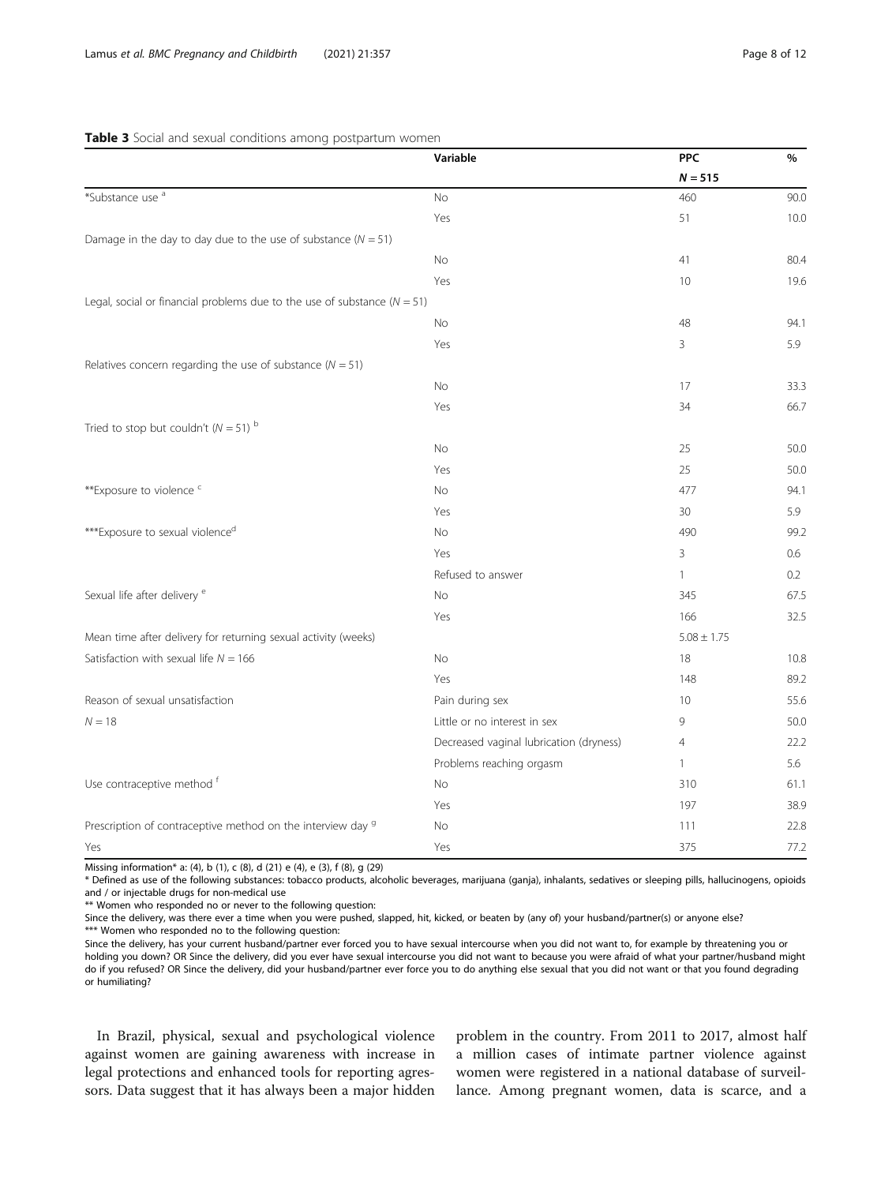**Table 3** Social and sexual conditions among postpartum women

| | Variable | PPC $N = 515$ | % |
|---|---|---|---|
| *Substance use [a] | No | 460 | 90.0 |
| | Yes | 51 | 10.0 |
| Damage in the day to day due to the use of substance ($N = 51$) | | | |
| | No | 41 | 80.4 |
| | Yes | 10 | 19.6 |
| Legal, social or financial problems due to the use of substance ($N = 51$) | | | |
| | No | 48 | 94.1 |
| | Yes | 3 | 5.9 |
| Relatives concern regarding the use of substance ($N = 51$) | | | |
| | No | 17 | 33.3 |
| | Yes | 34 | 66.7 |
| Tried to stop but couldn't ($N = 51$) [b] | | | |
| | No | 25 | 50.0 |
| | Yes | 25 | 50.0 |
| **Exposure to violence [c] | No | 477 | 94.1 |
| | Yes | 30 | 5.9 |
| ***Exposure to sexual violence[d] | No | 490 | 99.2 |
| | Yes | 3 | 0.6 |
| | Refused to answer | 1 | 0.2 |
| Sexual life after delivery [e] | No | 345 | 67.5 |
| | Yes | 166 | 32.5 |
| Mean time after delivery for returning sexual activity (weeks) | | 5.08 ± 1.75 | |
| Satisfaction with sexual life $N = 166$ | No | 18 | 10.8 |
| | Yes | 148 | 89.2 |
| Reason of sexual unsatisfaction | Pain during sex | 10 | 55.6 |
| $N = 18$ | Little or no interest in sex | 9 | 50.0 |
| | Decreased vaginal lubrication (dryness) | 4 | 22.2 |
| | Problems reaching orgasm | 1 | 5.6 |
| Use contraceptive method [f] | No | 310 | 61.1 |
| | Yes | 197 | 38.9 |
| Prescription of contraceptive method on the interview day [g] | No | 111 | 22.8 |
| Yes | Yes | 375 | 77.2 |

Missing information* a: (4), b (1), c (8), d (21) e (4), e (3), f (8), g (29)

* Defined as use of the following substances: tobacco products, alcoholic beverages, marijuana (ganja), inhalants, sedatives or sleeping pills, hallucinogens, opioids and / or injectable drugs for non-medical use

** Women who responded no or never to the following question:

Since the delivery, was there ever a time when you were pushed, slapped, hit, kicked, or beaten by (any of) your husband/partner(s) or anyone else?

*** Women who responded no to the following question:

Since the delivery, has your current husband/partner ever forced you to have sexual intercourse when you did not want to, for example by threatening you or holding you down? OR Since the delivery, did you ever have sexual intercourse you did not want to because you were afraid of what your partner/husband might do if you refused? OR Since the delivery, did your husband/partner ever force you to do anything else sexual that you did not want or that you found degrading or humiliating?

In Brazil, physical, sexual and psychological violence against women are gaining awareness with increase in legal protections and enhanced tools for reporting agressors. Data suggest that it has always been a major hidden problem in the country. From 2011 to 2017, almost half a million cases of intimate partner violence against women were registered in a national database of surveillance. Among pregnant women, data is scarce, and a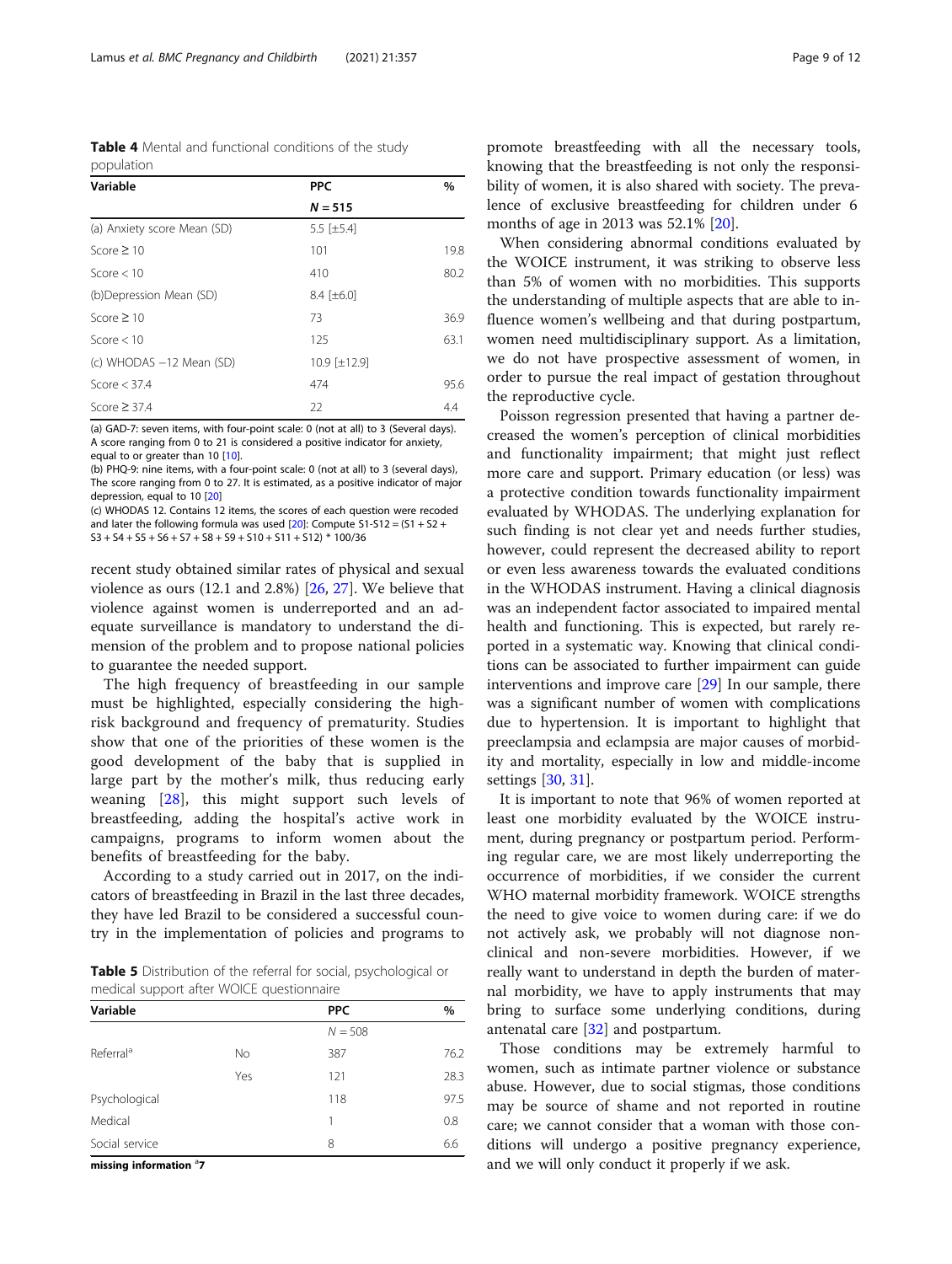**Table 4** Mental and functional conditions of the study population

| Variable | PPC | % |
| --- | --- | --- |
| | $N = 515$ | |
| (a) Anxiety score Mean (SD) | 5.5 [±5.4] | |
| Score ≥ 10 | 101 | 19.8 |
| Score < 10 | 410 | 80.2 |
| (b)Depression Mean (SD) | 8.4 [±6.0] | |
| Score ≥ 10 | 73 | 36.9 |
| Score < 10 | 125 | 63.1 |
| (c) WHODAS −12 Mean (SD) | 10.9 [±12.9] | |
| Score < 37.4 | 474 | 95.6 |
| Score ≥ 37.4 | 22 | 4.4 |

(a) GAD-7: seven items, with four-point scale: 0 (not at all) to 3 (Several days). A score ranging from 0 to 21 is considered a positive indicator for anxiety, equal to or greater than 10 [10].
(b) PHQ-9: nine items, with a four-point scale: 0 (not at all) to 3 (several days), The score ranging from 0 to 27. It is estimated, as a positive indicator of major depression, equal to 10 [20]
(c) WHODAS 12. Contains 12 items, the scores of each question were recoded and later the following formula was used [20]: Compute S1-S12 = (S1 + S2 + S3 + S4 + S5 + S6 + S7 + S8 + S9 + S10 + S11 + S12) * 100/36

recent study obtained similar rates of physical and sexual violence as ours (12.1 and 2.8%) [26, 27]. We believe that violence against women is underreported and an adequate surveillance is mandatory to understand the dimension of the problem and to propose national policies to guarantee the needed support.

The high frequency of breastfeeding in our sample must be highlighted, especially considering the high-risk background and frequency of prematurity. Studies show that one of the priorities of these women is the good development of the baby that is supplied in large part by the mother's milk, thus reducing early weaning [28], this might support such levels of breastfeeding, adding the hospital's active work in campaigns, programs to inform women about the benefits of breastfeeding for the baby.

According to a study carried out in 2017, on the indicators of breastfeeding in Brazil in the last three decades, they have led Brazil to be considered a successful country in the implementation of policies and programs to promote breastfeeding with all the necessary tools, knowing that the breastfeeding is not only the responsibility of women, it is also shared with society. The prevalence of exclusive breastfeeding for children under 6 months of age in 2013 was 52.1% [20].

When considering abnormal conditions evaluated by the WOICE instrument, it was striking to observe less than 5% of women with no morbidities. This supports the understanding of multiple aspects that are able to influence women's wellbeing and that during postpartum, women need multidisciplinary support. As a limitation, we do not have prospective assessment of women, in order to pursue the real impact of gestation throughout the reproductive cycle.

Poisson regression presented that having a partner decreased the women's perception of clinical morbidities and functionality impairment; that might just reflect more care and support. Primary education (or less) was a protective condition towards functionality impairment evaluated by WHODAS. The underlying explanation for such finding is not clear yet and needs further studies, however, could represent the decreased ability to report or even less awareness towards the evaluated conditions in the WHODAS instrument. Having a clinical diagnosis was an independent factor associated to impaired mental health and functioning. This is expected, but rarely reported in a systematic way. Knowing that clinical conditions can be associated to further impairment can guide interventions and improve care [29] In our sample, there was a significant number of women with complications due to hypertension. It is important to highlight that preeclampsia and eclampsia are major causes of morbidity and mortality, especially in low and middle-income settings [30, 31].

It is important to note that 96% of women reported at least one morbidity evaluated by the WOICE instrument, during pregnancy or postpartum period. Performing regular care, we are most likely underreporting the occurrence of morbidities, if we consider the current WHO maternal morbidity framework. WOICE strengths the need to give voice to women during care: if we do not actively ask, we probably will not diagnose non-clinical and non-severe morbidities. However, if we really want to understand in depth the burden of maternal morbidity, we have to apply instruments that may bring to surface some underlying conditions, during antenatal care [32] and postpartum.

Those conditions may be extremely harmful to women, such as intimate partner violence or substance abuse. However, due to social stigmas, those conditions may be source of shame and not reported in routine care; we cannot consider that a woman with those conditions will undergo a positive pregnancy experience, and we will only conduct it properly if we ask.

**Table 5** Distribution of the referral for social, psychological or medical support after WOICE questionnaire

| Variable | | PPC | % |
| --- | --- | --- | --- |
| | | $N = 508$ | |
| Referral[a] | No | 387 | 76.2 |
| | Yes | 121 | 28.3 |
| Psychological | | 118 | 97.5 |
| Medical | | 1 | 0.8 |
| Social service | | 8 | 6.6 |

**missing information** [a]7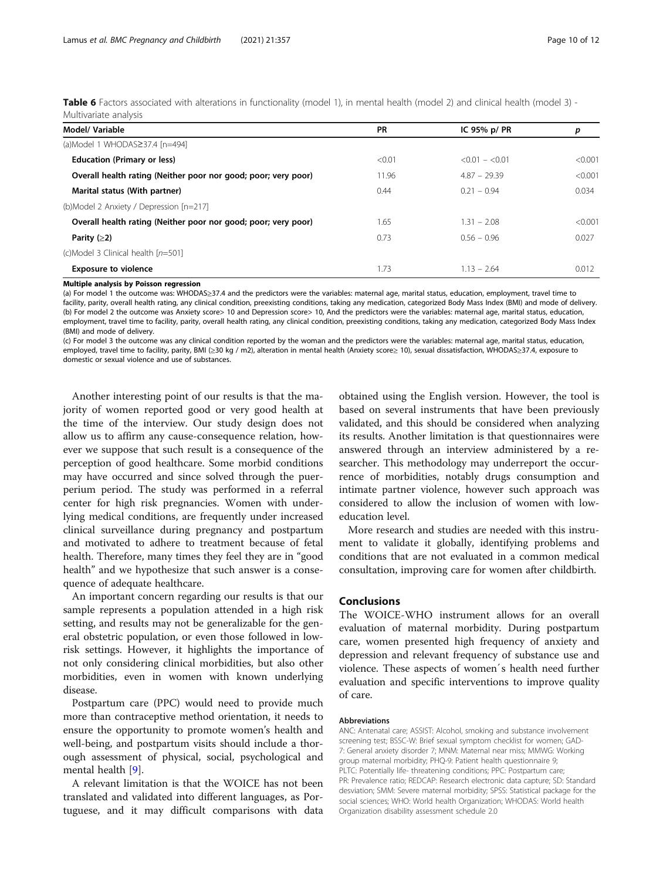**Table 6** Factors associated with alterations in functionality (model 1), in mental health (model 2) and clinical health (model 3) - Multivariate analysis

| Model/ Variable | PR | IC 95% p/ PR | p |
|---|---|---|---|
| (a)Model 1 WHODAS≥37.4 [n=494] | | | |
| **Education (Primary or less)** | <0.01 | <0.01 – <0.01 | <0.001 |
| **Overall health rating (Neither poor nor good; poor; very poor)** | 11.96 | 4.87 – 29.39 | <0.001 |
| **Marital status (With partner)** | 0.44 | 0.21 – 0.94 | 0.034 |
| (b)Model 2 Anxiety / Depression [n=217] | | | |
| **Overall health rating (Neither poor nor good; poor; very poor)** | 1.65 | 1.31 – 2.08 | <0.001 |
| **Parity (≥2)** | 0.73 | 0.56 – 0.96 | 0.027 |
| (c)Model 3 Clinical health [*n*=501] | | | |
| **Exposure to violence** | 1.73 | 1.13 – 2.64 | 0.012 |

**Multiple analysis by Poisson regression**

(a) For model 1 the outcome was: WHODAS≥37.4 and the predictors were the variables: maternal age, marital status, education, employment, travel time to facility, parity, overall health rating, any clinical condition, preexisting conditions, taking any medication, categorized Body Mass Index (BMI) and mode of delivery. (b) For model 2 the outcome was Anxiety score> 10 and Depression score> 10, And the predictors were the variables: maternal age, marital status, education, employment, travel time to facility, parity, overall health rating, any clinical condition, preexisting conditions, taking any medication, categorized Body Mass Index (BMI) and mode of delivery.

(c) For model 3 the outcome was any clinical condition reported by the woman and the predictors were the variables: maternal age, marital status, education, employed, travel time to facility, parity, BMI (≥30 kg / m2), alteration in mental health (Anxiety score≥ 10), sexual dissatisfaction, WHODAS≥37.4, exposure to domestic or sexual violence and use of substances.

Another interesting point of our results is that the majority of women reported good or very good health at the time of the interview. Our study design does not allow us to affirm any cause-consequence relation, however we suppose that such result is a consequence of the perception of good healthcare. Some morbid conditions may have occurred and since solved through the puerperium period. The study was performed in a referral center for high risk pregnancies. Women with underlying medical conditions, are frequently under increased clinical surveillance during pregnancy and postpartum and motivated to adhere to treatment because of fetal health. Therefore, many times they feel they are in "good health" and we hypothesize that such answer is a consequence of adequate healthcare.

An important concern regarding our results is that our sample represents a population attended in a high risk setting, and results may not be generalizable for the general obstetric population, or even those followed in low-risk settings. However, it highlights the importance of not only considering clinical morbidities, but also other morbidities, even in women with known underlying disease.

Postpartum care (PPC) would need to provide much more than contraceptive method orientation, it needs to ensure the opportunity to promote women's health and well-being, and postpartum visits should include a thorough assessment of physical, social, psychological and mental health [9].

A relevant limitation is that the WOICE has not been translated and validated into different languages, as Portuguese, and it may difficult comparisons with data obtained using the English version. However, the tool is based on several instruments that have been previously validated, and this should be considered when analyzing its results. Another limitation is that questionnaires were answered through an interview administered by a researcher. This methodology may underreport the occurrence of morbidities, notably drugs consumption and intimate partner violence, however such approach was considered to allow the inclusion of women with low-education level.

More research and studies are needed with this instrument to validate it globally, identifying problems and conditions that are not evaluated in a common medical consultation, improving care for women after childbirth.

## Conclusions

The WOICE-WHO instrument allows for an overall evaluation of maternal morbidity. During postpartum care, women presented high frequency of anxiety and depression and relevant frequency of substance use and violence. These aspects of women´s health need further evaluation and specific interventions to improve quality of care.

#### Abbreviations

ANC: Antenatal care; ASSIST: Alcohol, smoking and substance involvement screening test; BSSC-W: Brief sexual symptom checklist for women; GAD-7: General anxiety disorder 7; MNM: Maternal near miss; MMWG: Working group maternal morbidity; PHQ-9: Patient health questionnaire 9; PLTC: Potentially life- threatening conditions; PPC: Postpartum care; PR: Prevalence ratio; REDCAP: Research electronic data capture; SD: Standard desviation; SMM: Severe maternal morbidity; SPSS: Statistical package for the social sciences; WHO: World health Organization; WHODAS: World health Organization disability assessment schedule 2.0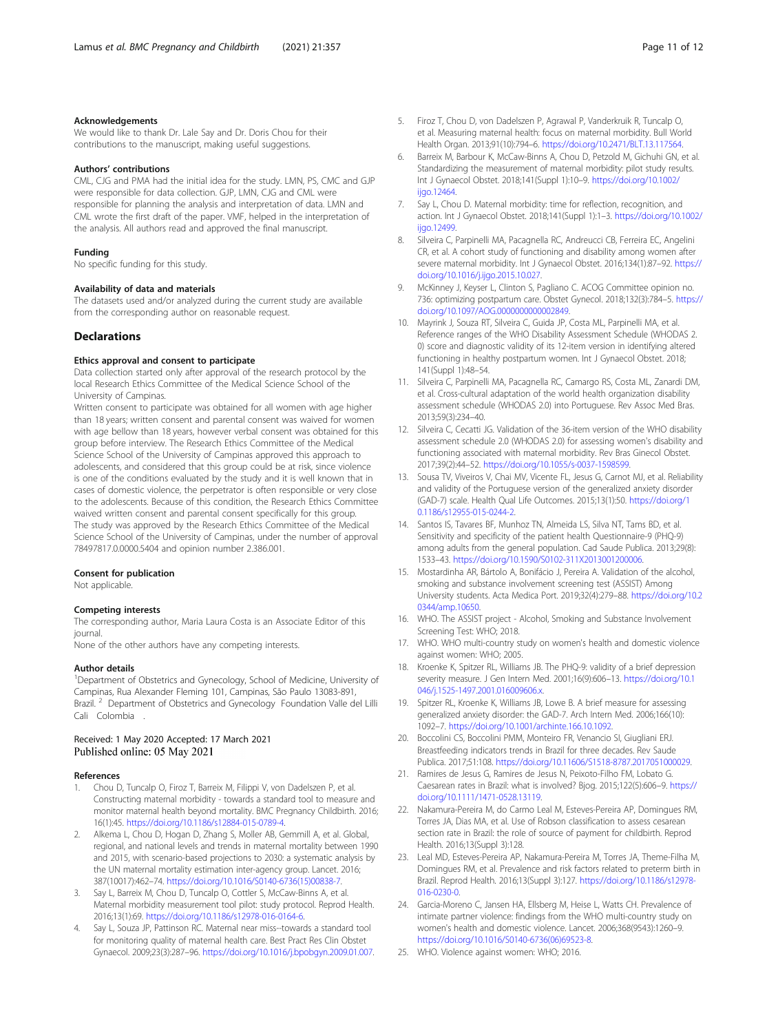### Acknowledgements

We would like to thank Dr. Lale Say and Dr. Doris Chou for their contributions to the manuscript, making useful suggestions.

### Authors' contributions

CML, CJG and PMA had the initial idea for the study. LMN, PS, CMC and GJP were responsible for data collection. GJP, LMN, CJG and CML were responsible for planning the analysis and interpretation of data. LMN and CML wrote the first draft of the paper. VMF, helped in the interpretation of the analysis. All authors read and approved the final manuscript.

### Funding

No specific funding for this study.

### Availability of data and materials

The datasets used and/or analyzed during the current study are available from the corresponding author on reasonable request.

## Declarations

### Ethics approval and consent to participate

Data collection started only after approval of the research protocol by the local Research Ethics Committee of the Medical Science School of the University of Campinas.

Written consent to participate was obtained for all women with age higher than 18 years; written consent and parental consent was waived for women with age bellow than 18 years, however verbal consent was obtained for this group before interview. The Research Ethics Committee of the Medical Science School of the University of Campinas approved this approach to adolescents, and considered that this group could be at risk, since violence is one of the conditions evaluated by the study and it is well known that in cases of domestic violence, the perpetrator is often responsible or very close to the adolescents. Because of this condition, the Research Ethics Committee waived written consent and parental consent specifically for this group.

The study was approved by the Research Ethics Committee of the Medical Science School of the University of Campinas, under the number of approval 78497817.0.0000.5404 and opinion number 2.386.001.

### Consent for publication

Not applicable.

### Competing interests

The corresponding author, Maria Laura Costa is an Associate Editor of this journal.

None of the other authors have any competing interests.

### Author details

[1]Department of Obstetrics and Gynecology, School of Medicine, University of Campinas, Rua Alexander Fleming 101, Campinas, São Paulo 13083-891, Brazil. [2] Department of Obstetrics and Gynecology Foundation Valle del Lilli Cali Colombia .

Received: 1 May 2020 Accepted: 17 March 2021
Published online: 05 May 2021

### References

1. Chou D, Tuncalp O, Firoz T, Barreix M, Filippi V, von Dadelszen P, et al. Constructing maternal morbidity - towards a standard tool to measure and monitor maternal health beyond mortality. BMC Pregnancy Childbirth. 2016; 16(1):45. https://doi.org/10.1186/s12884-015-0789-4.
2. Alkema L, Chou D, Hogan D, Zhang S, Moller AB, Gemmill A, et al. Global, regional, and national levels and trends in maternal mortality between 1990 and 2015, with scenario-based projections to 2030: a systematic analysis by the UN maternal mortality estimation inter-agency group. Lancet. 2016; 387(10017):462–74. https://doi.org/10.1016/S0140-6736(15)00838-7.
3. Say L, Barreix M, Chou D, Tuncalp O, Cottler S, McCaw-Binns A, et al. Maternal morbidity measurement tool pilot: study protocol. Reprod Health. 2016;13(1):69. https://doi.org/10.1186/s12978-016-0164-6.
4. Say L, Souza JP, Pattinson RC. Maternal near miss--towards a standard tool for monitoring quality of maternal health care. Best Pract Res Clin Obstet Gynaecol. 2009;23(3):287–96. https://doi.org/10.1016/j.bpobgyn.2009.01.007.
5. Firoz T, Chou D, von Dadelszen P, Agrawal P, Vanderkruik R, Tuncalp O, et al. Measuring maternal health: focus on maternal morbidity. Bull World Health Organ. 2013;91(10):794–6. https://doi.org/10.2471/BLT.13.117564.
6. Barreix M, Barbour K, McCaw-Binns A, Chou D, Petzold M, Gichuhi GN, et al. Standardizing the measurement of maternal morbidity: pilot study results. Int J Gynaecol Obstet. 2018;141(Suppl 1):10–9. https://doi.org/10.1002/ijgo.12464.
7. Say L, Chou D. Maternal morbidity: time for reflection, recognition, and action. Int J Gynaecol Obstet. 2018;141(Suppl 1):1–3. https://doi.org/10.1002/ijgo.12499.
8. Silveira C, Parpinelli MA, Pacagnella RC, Andreucci CB, Ferreira EC, Angelini CR, et al. A cohort study of functioning and disability among women after severe maternal morbidity. Int J Gynaecol Obstet. 2016;134(1):87–92. https://doi.org/10.1016/j.ijgo.2015.10.027.
9. McKinney J, Keyser L, Clinton S, Pagliano C. ACOG Committee opinion no. 736: optimizing postpartum care. Obstet Gynecol. 2018;132(3):784–5. https://doi.org/10.1097/AOG.0000000000002849.
10. Mayrink J, Souza RT, Silveira C, Guida JP, Costa ML, Parpinelli MA, et al. Reference ranges of the WHO Disability Assessment Schedule (WHODAS 2.0) score and diagnostic validity of its 12-item version in identifying altered functioning in healthy postpartum women. Int J Gynaecol Obstet. 2018; 141(Suppl 1):48–54.
11. Silveira C, Parpinelli MA, Pacagnella RC, Camargo RS, Costa ML, Zanardi DM, et al. Cross-cultural adaptation of the world health organization disability assessment schedule (WHODAS 2.0) into Portuguese. Rev Assoc Med Bras. 2013;59(3):234–40.
12. Silveira C, Cecatti JG. Validation of the 36-item version of the WHO disability assessment schedule 2.0 (WHODAS 2.0) for assessing women's disability and functioning associated with maternal morbidity. Rev Bras Ginecol Obstet. 2017;39(2):44–52. https://doi.org/10.1055/s-0037-1598599.
13. Sousa TV, Viveiros V, Chai MV, Vicente FL, Jesus G, Carnot MJ, et al. Reliability and validity of the Portuguese version of the generalized anxiety disorder (GAD-7) scale. Health Qual Life Outcomes. 2015;13(1):50. https://doi.org/10.1186/s12955-015-0244-2.
14. Santos IS, Tavares BF, Munhoz TN, Almeida LS, Silva NT, Tams BD, et al. Sensitivity and specificity of the patient health Questionnaire-9 (PHQ-9) among adults from the general population. Cad Saude Publica. 2013;29(8): 1533–43. https://doi.org/10.1590/S0102-311X2013001200006.
15. Mostardinha AR, Bártolo A, Bonifácio J, Pereira A. Validation of the alcohol, smoking and substance involvement screening test (ASSIST) Among University students. Acta Medica Port. 2019;32(4):279–88. https://doi.org/10.20344/amp.10650.
16. WHO. The ASSIST project - Alcohol, Smoking and Substance Involvement Screening Test: WHO; 2018.
17. WHO. WHO multi-country study on women's health and domestic violence against women: WHO; 2005.
18. Kroenke K, Spitzer RL, Williams JB. The PHQ-9: validity of a brief depression severity measure. J Gen Intern Med. 2001;16(9):606–13. https://doi.org/10.1046/j.1525-1497.2001.016009606.x.
19. Spitzer RL, Kroenke K, Williams JB, Lowe B. A brief measure for assessing generalized anxiety disorder: the GAD-7. Arch Intern Med. 2006;166(10): 1092–7. https://doi.org/10.1001/archinte.166.10.1092.
20. Boccolini CS, Boccolini PMM, Monteiro FR, Venancio SI, Giugliani ERJ. Breastfeeding indicators trends in Brazil for three decades. Rev Saude Publica. 2017;51:108. https://doi.org/10.11606/S1518-8787.2017051000029.
21. Ramires de Jesus G, Ramires de Jesus N, Peixoto-Filho FM, Lobato G. Caesarean rates in Brazil: what is involved? Bjog. 2015;122(5):606–9. https://doi.org/10.1111/1471-0528.13119.
22. Nakamura-Pereira M, do Carmo Leal M, Esteves-Pereira AP, Domingues RM, Torres JA, Dias MA, et al. Use of Robson classification to assess cesarean section rate in Brazil: the role of source of payment for childbirth. Reprod Health. 2016;13(Suppl 3):128.
23. Leal MD, Esteves-Pereira AP, Nakamura-Pereira M, Torres JA, Theme-Filha M, Domingues RM, et al. Prevalence and risk factors related to preterm birth in Brazil. Reprod Health. 2016;13(Suppl 3):127. https://doi.org/10.1186/s12978-016-0230-0.
24. Garcia-Moreno C, Jansen HA, Ellsberg M, Heise L, Watts CH. Prevalence of intimate partner violence: findings from the WHO multi-country study on women's health and domestic violence. Lancet. 2006;368(9543):1260–9. https://doi.org/10.1016/S0140-6736(06)69523-8.
25. WHO. Violence against women: WHO; 2016.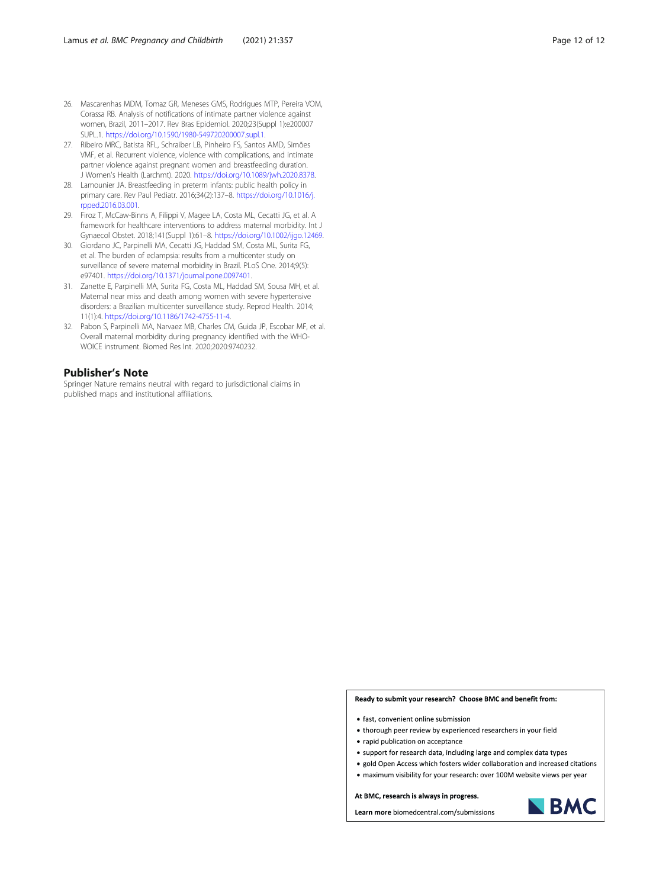26. Mascarenhas MDM, Tomaz GR, Meneses GMS, Rodrigues MTP, Pereira VOM, Corassa RB. Analysis of notifications of intimate partner violence against women, Brazil, 2011–2017. Rev Bras Epidemiol. 2020;23(Suppl 1):e200007 SUPL.1. https://doi.org/10.1590/1980-549720200007.supl.1.
27. Ribeiro MRC, Batista RFL, Schraiber LB, Pinheiro FS, Santos AMD, Simões VMF, et al. Recurrent violence, violence with complications, and intimate partner violence against pregnant women and breastfeeding duration. J Women's Health (Larchmt). 2020. https://doi.org/10.1089/jwh.2020.8378.
28. Lamounier JA. Breastfeeding in preterm infants: public health policy in primary care. Rev Paul Pediatr. 2016;34(2):137–8. https://doi.org/10.1016/j.rpped.2016.03.001.
29. Firoz T, McCaw-Binns A, Filippi V, Magee LA, Costa ML, Cecatti JG, et al. A framework for healthcare interventions to address maternal morbidity. Int J Gynaecol Obstet. 2018;141(Suppl 1):61–8. https://doi.org/10.1002/ijgo.12469.
30. Giordano JC, Parpinelli MA, Cecatti JG, Haddad SM, Costa ML, Surita FG, et al. The burden of eclampsia: results from a multicenter study on surveillance of severe maternal morbidity in Brazil. PLoS One. 2014;9(5): e97401. https://doi.org/10.1371/journal.pone.0097401.
31. Zanette E, Parpinelli MA, Surita FG, Costa ML, Haddad SM, Sousa MH, et al. Maternal near miss and death among women with severe hypertensive disorders: a Brazilian multicenter surveillance study. Reprod Health. 2014; 11(1):4. https://doi.org/10.1186/1742-4755-11-4.
32. Pabon S, Parpinelli MA, Narvaez MB, Charles CM, Guida JP, Escobar MF, et al. Overall maternal morbidity during pregnancy identified with the WHO-WOICE instrument. Biomed Res Int. 2020;2020:9740232.

## Publisher's Note

Springer Nature remains neutral with regard to jurisdictional claims in published maps and institutional affiliations.

**Ready to submit your research? Choose BMC and benefit from:**

- fast, convenient online submission
- thorough peer review by experienced researchers in your field
- rapid publication on acceptance
- support for research data, including large and complex data types
- gold Open Access which fosters wider collaboration and increased citations
- maximum visibility for your research: over 100M website views per year

**At BMC, research is always in progress.**

**Learn more** biomedcentral.com/submissions

BMC